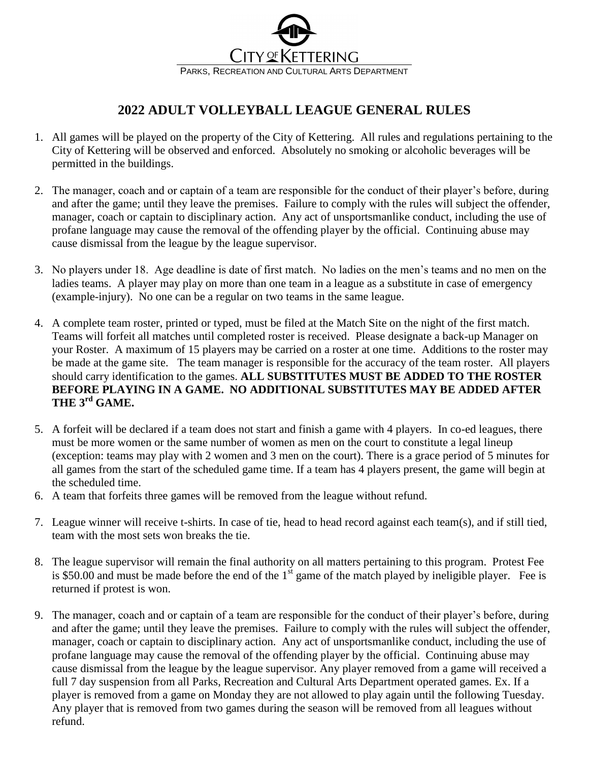CITY OF KETTERING

PARKS, RECREATION AND CULTURAL ARTS DEPARTMENT

# 2022 ADULT VOLLEYBALL LEAGUE GENERAL RULES

1. All games will be played on the property of the City of Kettering. All rules and regulations pertaining to the City of Kettering will be observed and enforced. Absolutely no smoking or alcoholic beverages will be permitted in the buildings.

2. The manager, coach and or captain of a team are responsible for the conduct of their player's before, during and after the game; until they leave the premises. Failure to comply with the rules will subject the offender, manager, coach or captain to disciplinary action. Any act of unsportsmanlike conduct, including the use of profane language may cause the removal of the offending player by the official. Continuing abuse may cause dismissal from the league by the league supervisor.

3. No players under 18. Age deadline is date of first match. No ladies on the men's teams and no men on the ladies teams. A player may play on more than one team in a league as a substitute in case of emergency (example-injury). No one can be a regular on two teams in the same league.

4. A complete team roster, printed or typed, must be filed at the Match Site on the night of the first match. Teams will forfeit all matches until completed roster is received. Please designate a back-up Manager on your Roster. A maximum of 15 players may be carried on a roster at one time. Additions to the roster may be made at the game site. The team manager is responsible for the accuracy of the team roster. All players should carry identification to the games. **ALL SUBSTITUTES MUST BE ADDED TO THE ROSTER BEFORE PLAYING IN A GAME. NO ADDITIONAL SUBSTITUTES MAY BE ADDED AFTER THE 3rd GAME.**

5. A forfeit will be declared if a team does not start and finish a game with 4 players. In co-ed leagues, there must be more women or the same number of women as men on the court to constitute a legal lineup (exception: teams may play with 2 women and 3 men on the court). There is a grace period of 5 minutes for all games from the start of the scheduled game time. If a team has 4 players present, the game will begin at the scheduled time.
6. A team that forfeits three games will be removed from the league without refund.

7. League winner will receive t-shirts. In case of tie, head to head record against each team(s), and if still tied, team with the most sets won breaks the tie.

8. The league supervisor will remain the final authority on all matters pertaining to this program. Protest Fee is $50.00 and must be made before the end of the 1st game of the match played by ineligible player. Fee is returned if protest is won.

9. The manager, coach and or captain of a team are responsible for the conduct of their player's before, during and after the game; until they leave the premises. Failure to comply with the rules will subject the offender, manager, coach or captain to disciplinary action. Any act of unsportsmanlike conduct, including the use of profane language may cause the removal of the offending player by the official. Continuing abuse may cause dismissal from the league by the league supervisor. Any player removed from a game will received a full 7 day suspension from all Parks, Recreation and Cultural Arts Department operated games. Ex. If a player is removed from a game on Monday they are not allowed to play again until the following Tuesday. Any player that is removed from two games during the season will be removed from all leagues without refund.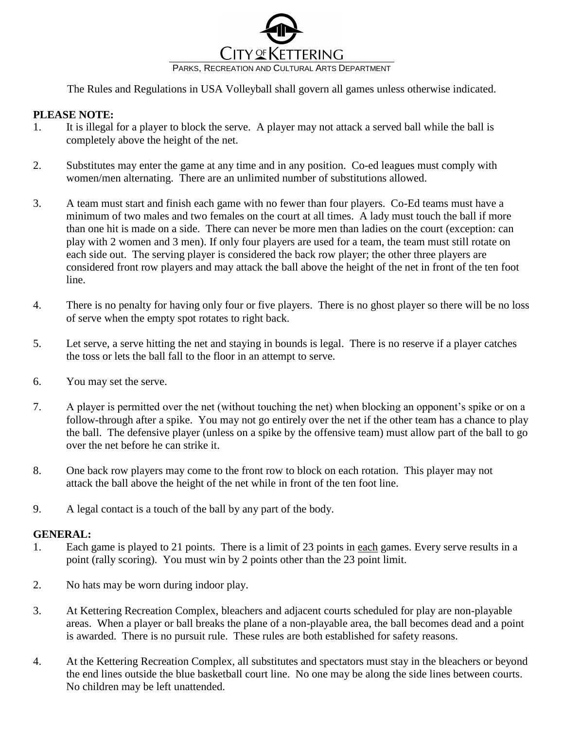CITY OF KETTERING

PARKS, RECREATION AND CULTURAL ARTS DEPARTMENT

The Rules and Regulations in USA Volleyball shall govern all games unless otherwise indicated.

**PLEASE NOTE:**

1. It is illegal for a player to block the serve. A player may not attack a served ball while the ball is completely above the height of the net.
2. Substitutes may enter the game at any time and in any position. Co-ed leagues must comply with women/men alternating. There are an unlimited number of substitutions allowed.
3. A team must start and finish each game with no fewer than four players. Co-Ed teams must have a minimum of two males and two females on the court at all times. A lady must touch the ball if more than one hit is made on a side. There can never be more men than ladies on the court (exception: can play with 2 women and 3 men). If only four players are used for a team, the team must still rotate on each side out. The serving player is considered the back row player; the other three players are considered front row players and may attack the ball above the height of the net in front of the ten foot line.
4. There is no penalty for having only four or five players. There is no ghost player so there will be no loss of serve when the empty spot rotates to right back.
5. Let serve, a serve hitting the net and staying in bounds is legal. There is no reserve if a player catches the toss or lets the ball fall to the floor in an attempt to serve.
6. You may set the serve.
7. A player is permitted over the net (without touching the net) when blocking an opponent's spike or on a follow-through after a spike. You may not go entirely over the net if the other team has a chance to play the ball. The defensive player (unless on a spike by the offensive team) must allow part of the ball to go over the net before he can strike it.
8. One back row players may come to the front row to block on each rotation. This player may not attack the ball above the height of the net while in front of the ten foot line.
9. A legal contact is a touch of the ball by any part of the body.

**GENERAL:**

1. Each game is played to 21 points. There is a limit of 23 points in each games. Every serve results in a point (rally scoring). You must win by 2 points other than the 23 point limit.
2. No hats may be worn during indoor play.
3. At Kettering Recreation Complex, bleachers and adjacent courts scheduled for play are non-playable areas. When a player or ball breaks the plane of a non-playable area, the ball becomes dead and a point is awarded. There is no pursuit rule. These rules are both established for safety reasons.
4. At the Kettering Recreation Complex, all substitutes and spectators must stay in the bleachers or beyond the end lines outside the blue basketball court line. No one may be along the side lines between courts. No children may be left unattended.